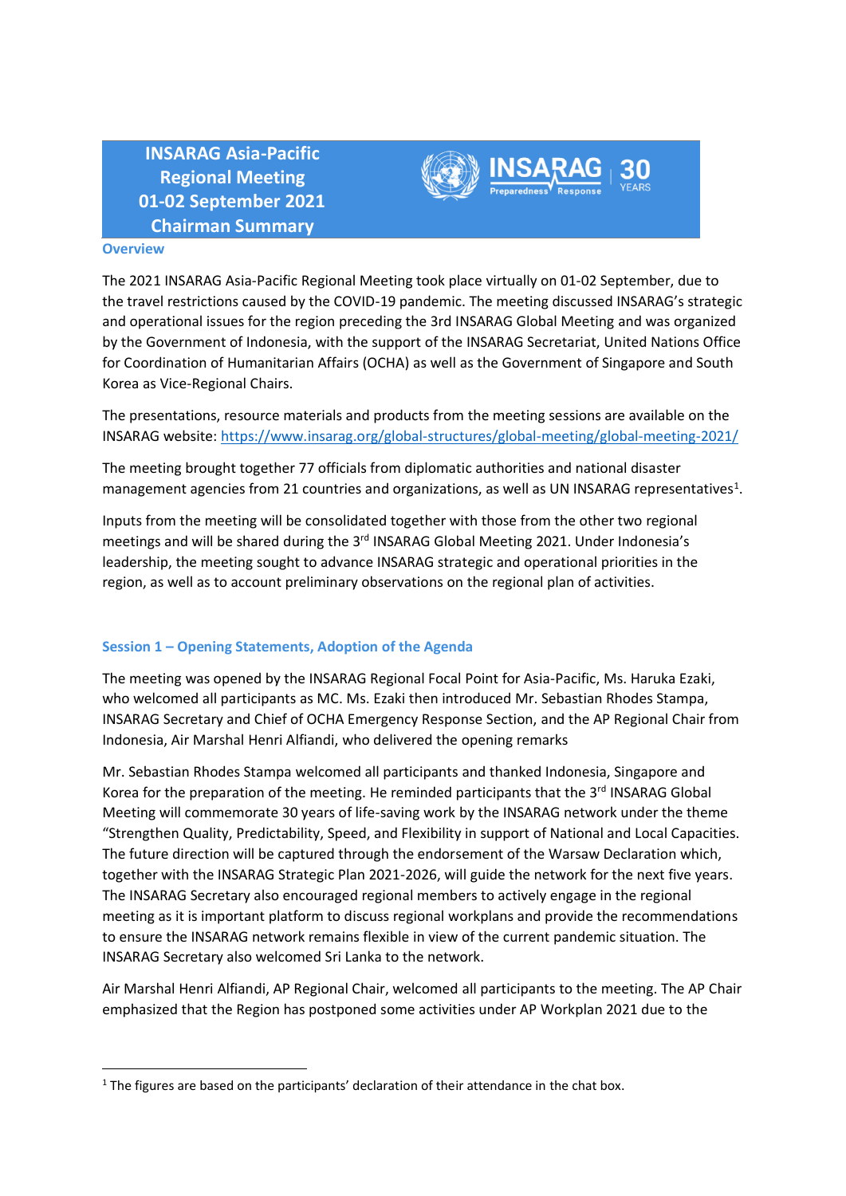# INSARAG Asia-Pacific Regional Meeting 01-02 September 2021 Chairman Summary

## Overview

The 2021 INSARAG Asia-Pacific Regional Meeting took place virtually on 01-02 September, due to the travel restrictions caused by the COVID-19 pandemic. The meeting discussed INSARAG's strategic and operational issues for the region preceding the 3rd INSARAG Global Meeting and was organized by the Government of Indonesia, with the support of the INSARAG Secretariat, United Nations Office for Coordination of Humanitarian Affairs (OCHA) as well as the Government of Singapore and South Korea as Vice-Regional Chairs.

The presentations, resource materials and products from the meeting sessions are available on the INSARAG website: https://www.insarag.org/global-structures/global-meeting/global-meeting-2021/

The meeting brought together 77 officials from diplomatic authorities and national disaster management agencies from 21 countries and organizations, as well as UN INSARAG representatives[1].

Inputs from the meeting will be consolidated together with those from the other two regional meetings and will be shared during the 3rd INSARAG Global Meeting 2021. Under Indonesia's leadership, the meeting sought to advance INSARAG strategic and operational priorities in the region, as well as to account preliminary observations on the regional plan of activities.

## Session 1 – Opening Statements, Adoption of the Agenda

The meeting was opened by the INSARAG Regional Focal Point for Asia-Pacific, Ms. Haruka Ezaki, who welcomed all participants as MC. Ms. Ezaki then introduced Mr. Sebastian Rhodes Stampa, INSARAG Secretary and Chief of OCHA Emergency Response Section, and the AP Regional Chair from Indonesia, Air Marshal Henri Alfiandi, who delivered the opening remarks

Mr. Sebastian Rhodes Stampa welcomed all participants and thanked Indonesia, Singapore and Korea for the preparation of the meeting. He reminded participants that the 3rd INSARAG Global Meeting will commemorate 30 years of life-saving work by the INSARAG network under the theme "Strengthen Quality, Predictability, Speed, and Flexibility in support of National and Local Capacities. The future direction will be captured through the endorsement of the Warsaw Declaration which, together with the INSARAG Strategic Plan 2021-2026, will guide the network for the next five years. The INSARAG Secretary also encouraged regional members to actively engage in the regional meeting as it is important platform to discuss regional workplans and provide the recommendations to ensure the INSARAG network remains flexible in view of the current pandemic situation. The INSARAG Secretary also welcomed Sri Lanka to the network.

Air Marshal Henri Alfiandi, AP Regional Chair, welcomed all participants to the meeting. The AP Chair emphasized that the Region has postponed some activities under AP Workplan 2021 due to the

---

[1] The figures are based on the participants' declaration of their attendance in the chat box.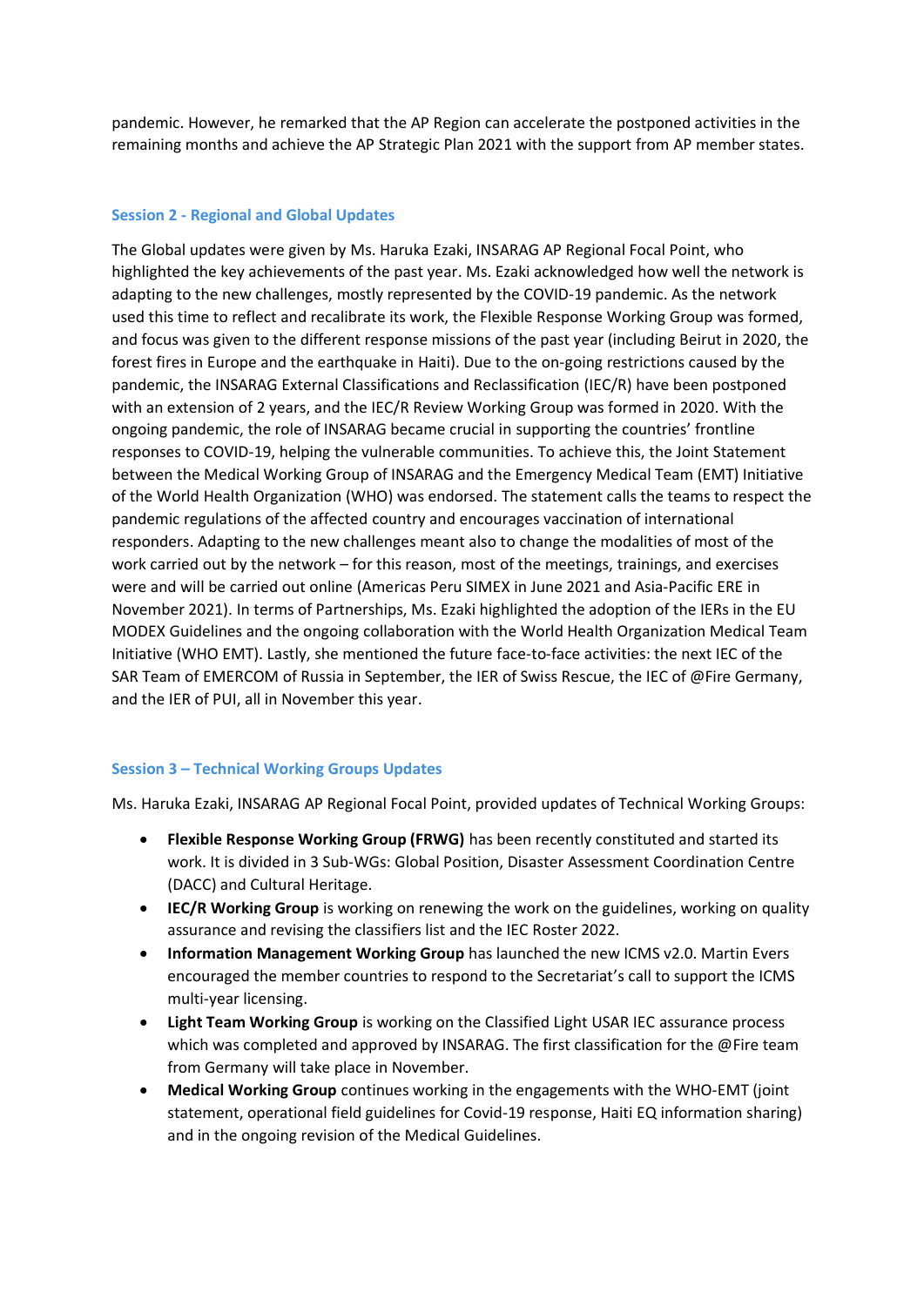pandemic. However, he remarked that the AP Region can accelerate the postponed activities in the remaining months and achieve the AP Strategic Plan 2021 with the support from AP member states.

### Session 2 - Regional and Global Updates

The Global updates were given by Ms. Haruka Ezaki, INSARAG AP Regional Focal Point, who highlighted the key achievements of the past year. Ms. Ezaki acknowledged how well the network is adapting to the new challenges, mostly represented by the COVID-19 pandemic. As the network used this time to reflect and recalibrate its work, the Flexible Response Working Group was formed, and focus was given to the different response missions of the past year (including Beirut in 2020, the forest fires in Europe and the earthquake in Haiti). Due to the on-going restrictions caused by the pandemic, the INSARAG External Classifications and Reclassification (IEC/R) have been postponed with an extension of 2 years, and the IEC/R Review Working Group was formed in 2020. With the ongoing pandemic, the role of INSARAG became crucial in supporting the countries' frontline responses to COVID-19, helping the vulnerable communities. To achieve this, the Joint Statement between the Medical Working Group of INSARAG and the Emergency Medical Team (EMT) Initiative of the World Health Organization (WHO) was endorsed. The statement calls the teams to respect the pandemic regulations of the affected country and encourages vaccination of international responders. Adapting to the new challenges meant also to change the modalities of most of the work carried out by the network – for this reason, most of the meetings, trainings, and exercises were and will be carried out online (Americas Peru SIMEX in June 2021 and Asia-Pacific ERE in November 2021). In terms of Partnerships, Ms. Ezaki highlighted the adoption of the IERs in the EU MODEX Guidelines and the ongoing collaboration with the World Health Organization Medical Team Initiative (WHO EMT). Lastly, she mentioned the future face-to-face activities: the next IEC of the SAR Team of EMERCOM of Russia in September, the IER of Swiss Rescue, the IEC of @Fire Germany, and the IER of PUI, all in November this year.

### Session 3 – Technical Working Groups Updates

Ms. Haruka Ezaki, INSARAG AP Regional Focal Point, provided updates of Technical Working Groups:

- **Flexible Response Working Group (FRWG)** has been recently constituted and started its work. It is divided in 3 Sub-WGs: Global Position, Disaster Assessment Coordination Centre (DACC) and Cultural Heritage.
- **IEC/R Working Group** is working on renewing the work on the guidelines, working on quality assurance and revising the classifiers list and the IEC Roster 2022.
- **Information Management Working Group** has launched the new ICMS v2.0. Martin Evers encouraged the member countries to respond to the Secretariat's call to support the ICMS multi-year licensing.
- **Light Team Working Group** is working on the Classified Light USAR IEC assurance process which was completed and approved by INSARAG. The first classification for the @Fire team from Germany will take place in November.
- **Medical Working Group** continues working in the engagements with the WHO-EMT (joint statement, operational field guidelines for Covid-19 response, Haiti EQ information sharing) and in the ongoing revision of the Medical Guidelines.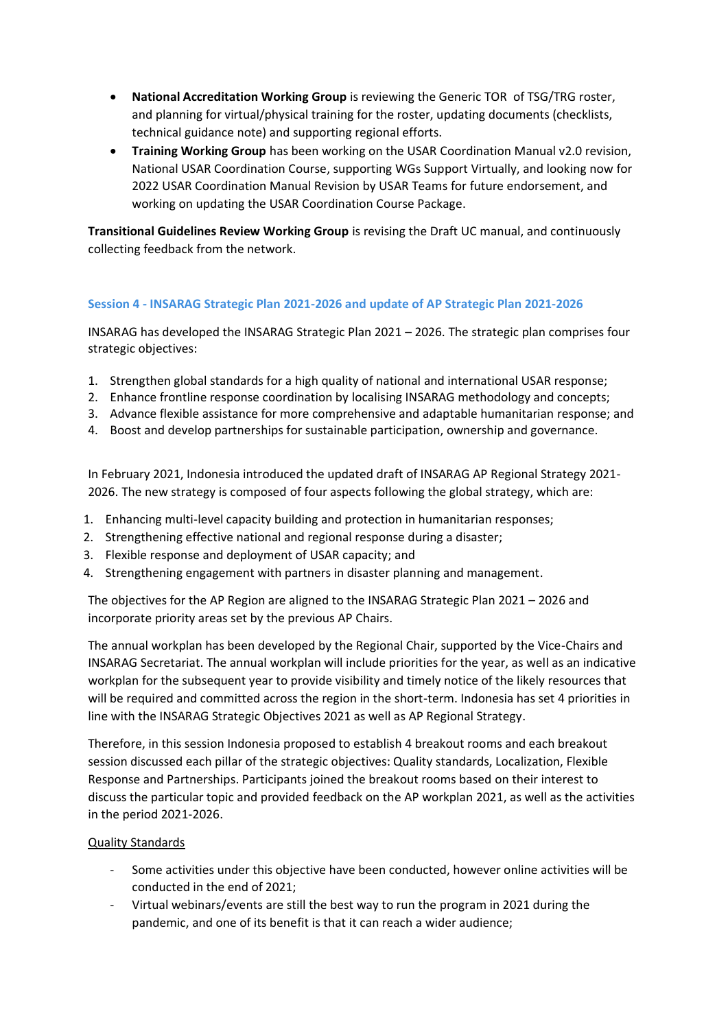- **National Accreditation Working Group** is reviewing the Generic TOR of TSG/TRG roster, and planning for virtual/physical training for the roster, updating documents (checklists, technical guidance note) and supporting regional efforts.
- **Training Working Group** has been working on the USAR Coordination Manual v2.0 revision, National USAR Coordination Course, supporting WGs Support Virtually, and looking now for 2022 USAR Coordination Manual Revision by USAR Teams for future endorsement, and working on updating the USAR Coordination Course Package.

**Transitional Guidelines Review Working Group** is revising the Draft UC manual, and continuously collecting feedback from the network.

### Session 4 - INSARAG Strategic Plan 2021-2026 and update of AP Strategic Plan 2021-2026

INSARAG has developed the INSARAG Strategic Plan 2021 – 2026. The strategic plan comprises four strategic objectives:

1. Strengthen global standards for a high quality of national and international USAR response;
2. Enhance frontline response coordination by localising INSARAG methodology and concepts;
3. Advance flexible assistance for more comprehensive and adaptable humanitarian response; and
4. Boost and develop partnerships for sustainable participation, ownership and governance.

In February 2021, Indonesia introduced the updated draft of INSARAG AP Regional Strategy 2021-2026. The new strategy is composed of four aspects following the global strategy, which are:

1. Enhancing multi-level capacity building and protection in humanitarian responses;
2. Strengthening effective national and regional response during a disaster;
3. Flexible response and deployment of USAR capacity; and
4. Strengthening engagement with partners in disaster planning and management.

The objectives for the AP Region are aligned to the INSARAG Strategic Plan 2021 – 2026 and incorporate priority areas set by the previous AP Chairs.

The annual workplan has been developed by the Regional Chair, supported by the Vice-Chairs and INSARAG Secretariat. The annual workplan will include priorities for the year, as well as an indicative workplan for the subsequent year to provide visibility and timely notice of the likely resources that will be required and committed across the region in the short-term. Indonesia has set 4 priorities in line with the INSARAG Strategic Objectives 2021 as well as AP Regional Strategy.

Therefore, in this session Indonesia proposed to establish 4 breakout rooms and each breakout session discussed each pillar of the strategic objectives: Quality standards, Localization, Flexible Response and Partnerships. Participants joined the breakout rooms based on their interest to discuss the particular topic and provided feedback on the AP workplan 2021, as well as the activities in the period 2021-2026.

<u>Quality Standards</u>

- Some activities under this objective have been conducted, however online activities will be conducted in the end of 2021;
- Virtual webinars/events are still the best way to run the program in 2021 during the pandemic, and one of its benefit is that it can reach a wider audience;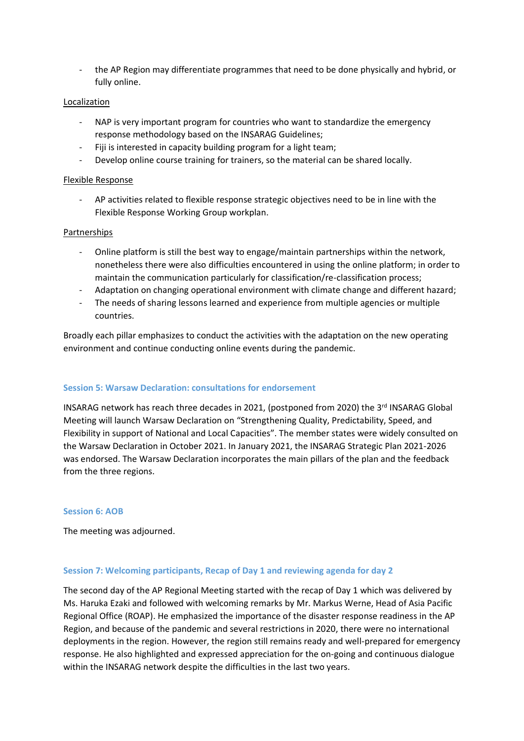- the AP Region may differentiate programmes that need to be done physically and hybrid, or fully online.

Localization

- NAP is very important program for countries who want to standardize the emergency response methodology based on the INSARAG Guidelines;
- Fiji is interested in capacity building program for a light team;
- Develop online course training for trainers, so the material can be shared locally.

Flexible Response

- AP activities related to flexible response strategic objectives need to be in line with the Flexible Response Working Group workplan.

Partnerships

- Online platform is still the best way to engage/maintain partnerships within the network, nonetheless there were also difficulties encountered in using the online platform; in order to maintain the communication particularly for classification/re-classification process;
- Adaptation on changing operational environment with climate change and different hazard;
- The needs of sharing lessons learned and experience from multiple agencies or multiple countries.

Broadly each pillar emphasizes to conduct the activities with the adaptation on the new operating environment and continue conducting online events during the pandemic.

### Session 5: Warsaw Declaration: consultations for endorsement

INSARAG network has reach three decades in 2021, (postponed from 2020) the 3rd INSARAG Global Meeting will launch Warsaw Declaration on "Strengthening Quality, Predictability, Speed, and Flexibility in support of National and Local Capacities". The member states were widely consulted on the Warsaw Declaration in October 2021. In January 2021, the INSARAG Strategic Plan 2021-2026 was endorsed. The Warsaw Declaration incorporates the main pillars of the plan and the feedback from the three regions.

### Session 6: AOB

The meeting was adjourned.

### Session 7: Welcoming participants, Recap of Day 1 and reviewing agenda for day 2

The second day of the AP Regional Meeting started with the recap of Day 1 which was delivered by Ms. Haruka Ezaki and followed with welcoming remarks by Mr. Markus Werne, Head of Asia Pacific Regional Office (ROAP). He emphasized the importance of the disaster response readiness in the AP Region, and because of the pandemic and several restrictions in 2020, there were no international deployments in the region. However, the region still remains ready and well-prepared for emergency response. He also highlighted and expressed appreciation for the on-going and continuous dialogue within the INSARAG network despite the difficulties in the last two years.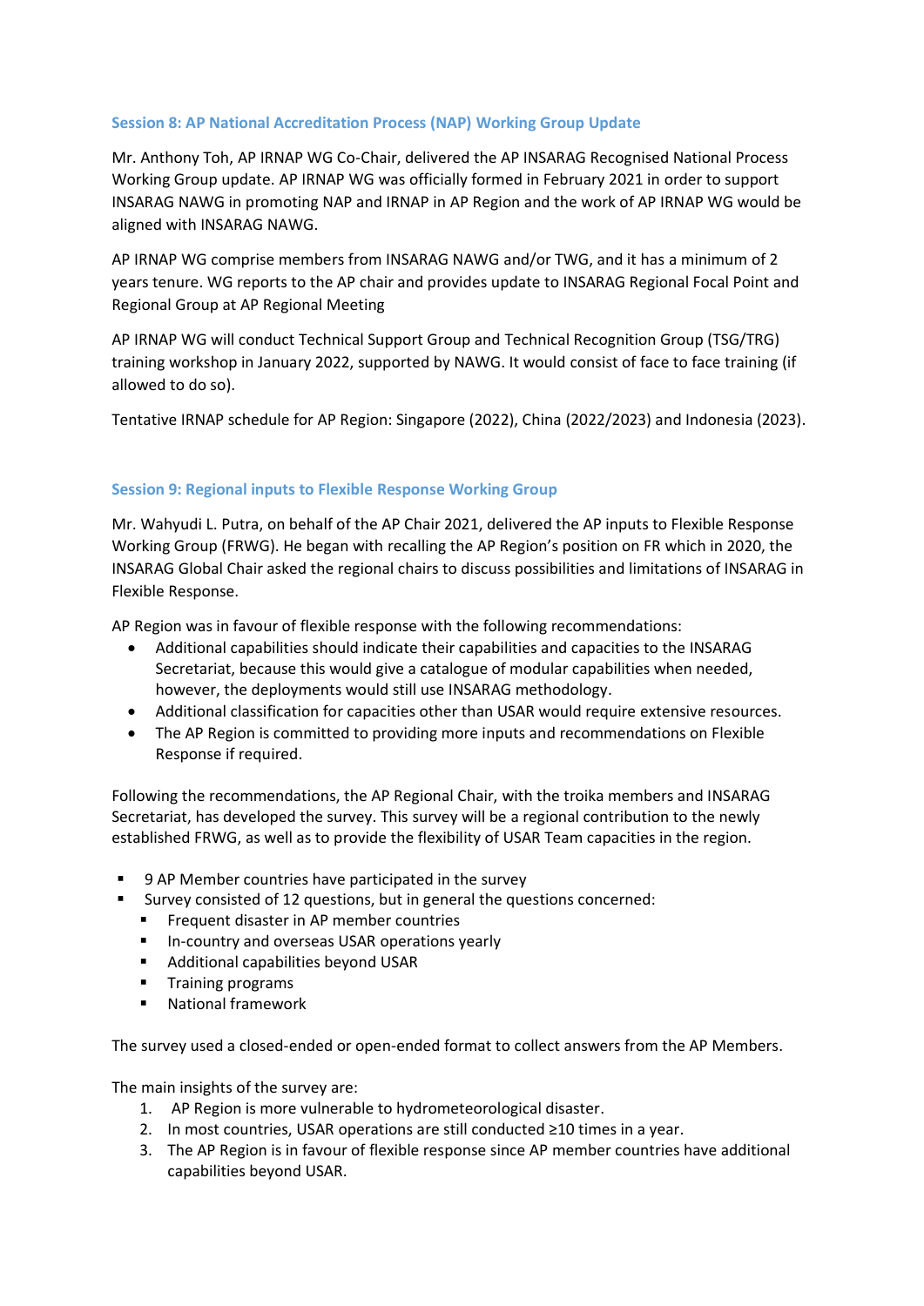### Session 8: AP National Accreditation Process (NAP) Working Group Update

Mr. Anthony Toh, AP IRNAP WG Co-Chair, delivered the AP INSARAG Recognised National Process Working Group update. AP IRNAP WG was officially formed in February 2021 in order to support INSARAG NAWG in promoting NAP and IRNAP in AP Region and the work of AP IRNAP WG would be aligned with INSARAG NAWG.

AP IRNAP WG comprise members from INSARAG NAWG and/or TWG, and it has a minimum of 2 years tenure. WG reports to the AP chair and provides update to INSARAG Regional Focal Point and Regional Group at AP Regional Meeting

AP IRNAP WG will conduct Technical Support Group and Technical Recognition Group (TSG/TRG) training workshop in January 2022, supported by NAWG. It would consist of face to face training (if allowed to do so).

Tentative IRNAP schedule for AP Region: Singapore (2022), China (2022/2023) and Indonesia (2023).

### Session 9: Regional inputs to Flexible Response Working Group

Mr. Wahyudi L. Putra, on behalf of the AP Chair 2021, delivered the AP inputs to Flexible Response Working Group (FRWG). He began with recalling the AP Region's position on FR which in 2020, the INSARAG Global Chair asked the regional chairs to discuss possibilities and limitations of INSARAG in Flexible Response.

AP Region was in favour of flexible response with the following recommendations:

- Additional capabilities should indicate their capabilities and capacities to the INSARAG Secretariat, because this would give a catalogue of modular capabilities when needed, however, the deployments would still use INSARAG methodology.
- Additional classification for capacities other than USAR would require extensive resources.
- The AP Region is committed to providing more inputs and recommendations on Flexible Response if required.

Following the recommendations, the AP Regional Chair, with the troika members and INSARAG Secretariat, has developed the survey. This survey will be a regional contribution to the newly established FRWG, as well as to provide the flexibility of USAR Team capacities in the region.

- 9 AP Member countries have participated in the survey
- Survey consisted of 12 questions, but in general the questions concerned:
  - Frequent disaster in AP member countries
  - In-country and overseas USAR operations yearly
  - Additional capabilities beyond USAR
  - Training programs
  - National framework

The survey used a closed-ended or open-ended format to collect answers from the AP Members.

The main insights of the survey are:

1. AP Region is more vulnerable to hydrometeorological disaster.
2. In most countries, USAR operations are still conducted ≥10 times in a year.
3. The AP Region is in favour of flexible response since AP member countries have additional capabilities beyond USAR.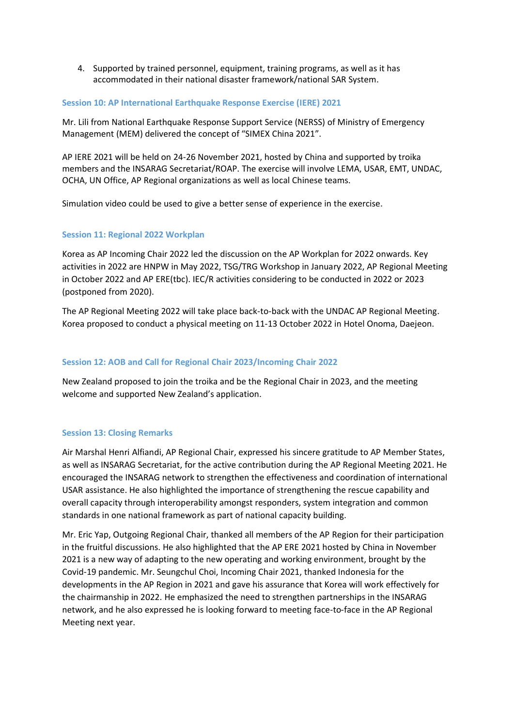4. Supported by trained personnel, equipment, training programs, as well as it has accommodated in their national disaster framework/national SAR System.

### Session 10: AP International Earthquake Response Exercise (IERE) 2021

Mr. Lili from National Earthquake Response Support Service (NERSS) of Ministry of Emergency Management (MEM) delivered the concept of "SIMEX China 2021".

AP IERE 2021 will be held on 24-26 November 2021, hosted by China and supported by troika members and the INSARAG Secretariat/ROAP. The exercise will involve LEMA, USAR, EMT, UNDAC, OCHA, UN Office, AP Regional organizations as well as local Chinese teams.

Simulation video could be used to give a better sense of experience in the exercise.

### Session 11: Regional 2022 Workplan

Korea as AP Incoming Chair 2022 led the discussion on the AP Workplan for 2022 onwards. Key activities in 2022 are HNPW in May 2022, TSG/TRG Workshop in January 2022, AP Regional Meeting in October 2022 and AP ERE(tbc). IEC/R activities considering to be conducted in 2022 or 2023 (postponed from 2020).

The AP Regional Meeting 2022 will take place back-to-back with the UNDAC AP Regional Meeting. Korea proposed to conduct a physical meeting on 11-13 October 2022 in Hotel Onoma, Daejeon.

### Session 12: AOB and Call for Regional Chair 2023/Incoming Chair 2022

New Zealand proposed to join the troika and be the Regional Chair in 2023, and the meeting welcome and supported New Zealand's application.

### Session 13: Closing Remarks

Air Marshal Henri Alfiandi, AP Regional Chair, expressed his sincere gratitude to AP Member States, as well as INSARAG Secretariat, for the active contribution during the AP Regional Meeting 2021. He encouraged the INSARAG network to strengthen the effectiveness and coordination of international USAR assistance. He also highlighted the importance of strengthening the rescue capability and overall capacity through interoperability amongst responders, system integration and common standards in one national framework as part of national capacity building.

Mr. Eric Yap, Outgoing Regional Chair, thanked all members of the AP Region for their participation in the fruitful discussions. He also highlighted that the AP ERE 2021 hosted by China in November 2021 is a new way of adapting to the new operating and working environment, brought by the Covid-19 pandemic. Mr. Seungchul Choi, Incoming Chair 2021, thanked Indonesia for the developments in the AP Region in 2021 and gave his assurance that Korea will work effectively for the chairmanship in 2022. He emphasized the need to strengthen partnerships in the INSARAG network, and he also expressed he is looking forward to meeting face-to-face in the AP Regional Meeting next year.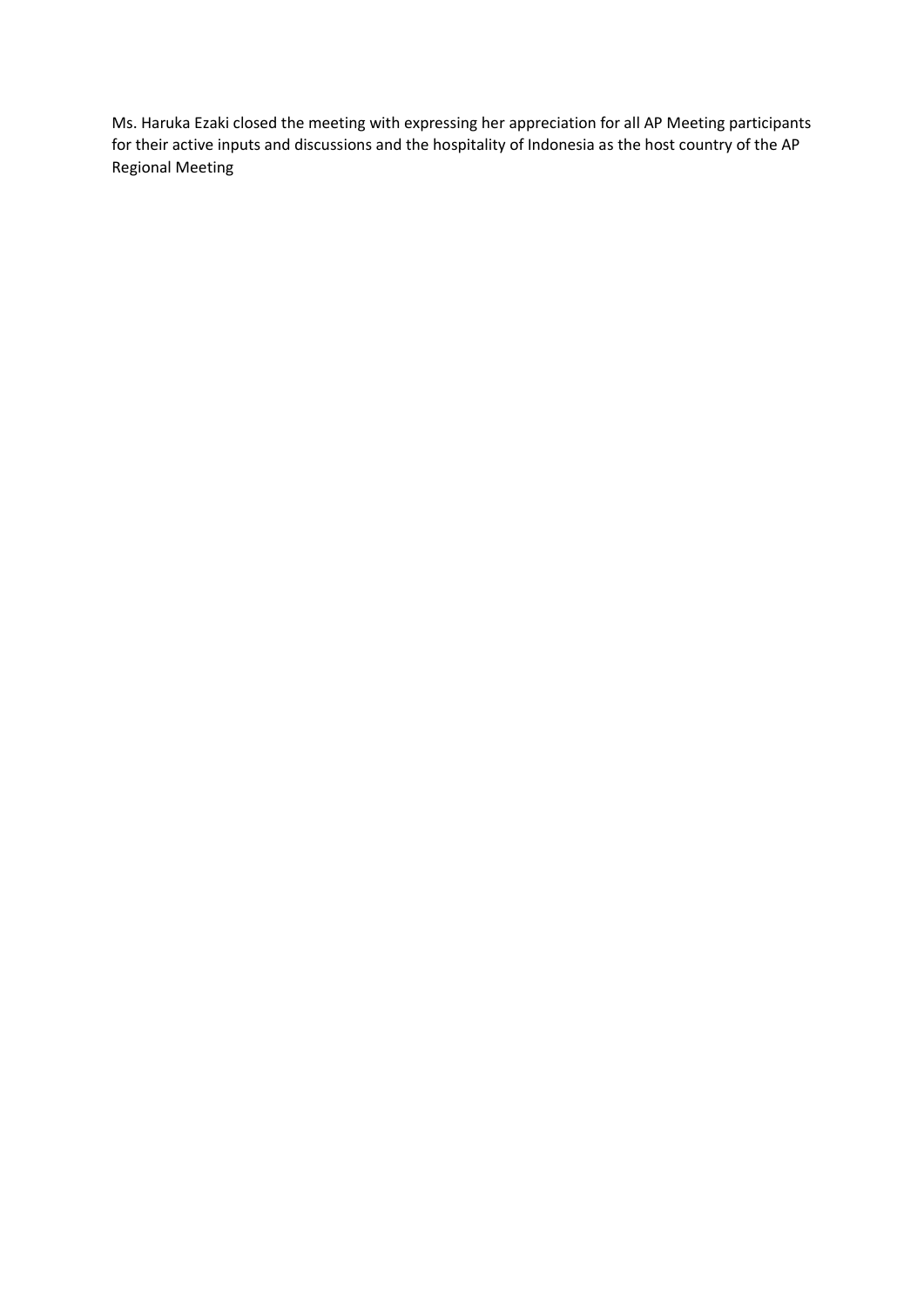Ms. Haruka Ezaki closed the meeting with expressing her appreciation for all AP Meeting participants for their active inputs and discussions and the hospitality of Indonesia as the host country of the AP Regional Meeting